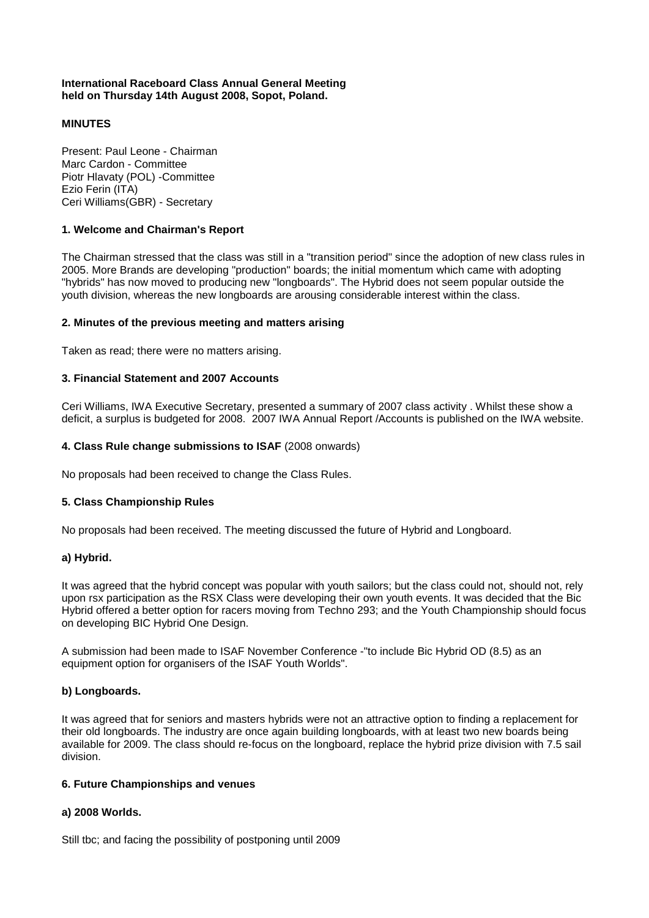**International Raceboard Class Annual General Meeting**
**held on Thursday 14th August 2008, Sopot, Poland.**

**MINUTES**

Present: Paul Leone - Chairman
Marc Cardon - Committee
Piotr Hlavaty (POL) -Committee
Ezio Ferin (ITA)
Ceri Williams(GBR) - Secretary

**1. Welcome and Chairman's Report**

The Chairman stressed that the class was still in a "transition period" since the adoption of new class rules in 2005. More Brands are developing "production" boards; the initial momentum which came with adopting "hybrids" has now moved to producing new "longboards". The Hybrid does not seem popular outside the youth division, whereas the new longboards are arousing considerable interest within the class.

**2. Minutes of the previous meeting and matters arising**

Taken as read; there were no matters arising.

**3. Financial Statement and 2007 Accounts**

Ceri Williams, IWA Executive Secretary, presented a summary of 2007 class activity . Whilst these show a deficit, a surplus is budgeted for 2008. 2007 IWA Annual Report /Accounts is published on the IWA website.

**4. Class Rule change submissions to ISAF** (2008 onwards)

No proposals had been received to change the Class Rules.

**5. Class Championship Rules**

No proposals had been received. The meeting discussed the future of Hybrid and Longboard.

**a) Hybrid.**

It was agreed that the hybrid concept was popular with youth sailors; but the class could not, should not, rely upon rsx participation as the RSX Class were developing their own youth events. It was decided that the Bic Hybrid offered a better option for racers moving from Techno 293; and the Youth Championship should focus on developing BIC Hybrid One Design.

A submission had been made to ISAF November Conference -"to include Bic Hybrid OD (8.5) as an equipment option for organisers of the ISAF Youth Worlds".

**b) Longboards.**

It was agreed that for seniors and masters hybrids were not an attractive option to finding a replacement for their old longboards. The industry are once again building longboards, with at least two new boards being available for 2009. The class should re-focus on the longboard, replace the hybrid prize division with 7.5 sail division.

**6. Future Championships and venues**

**a) 2008 Worlds.**

Still tbc; and facing the possibility of postponing until 2009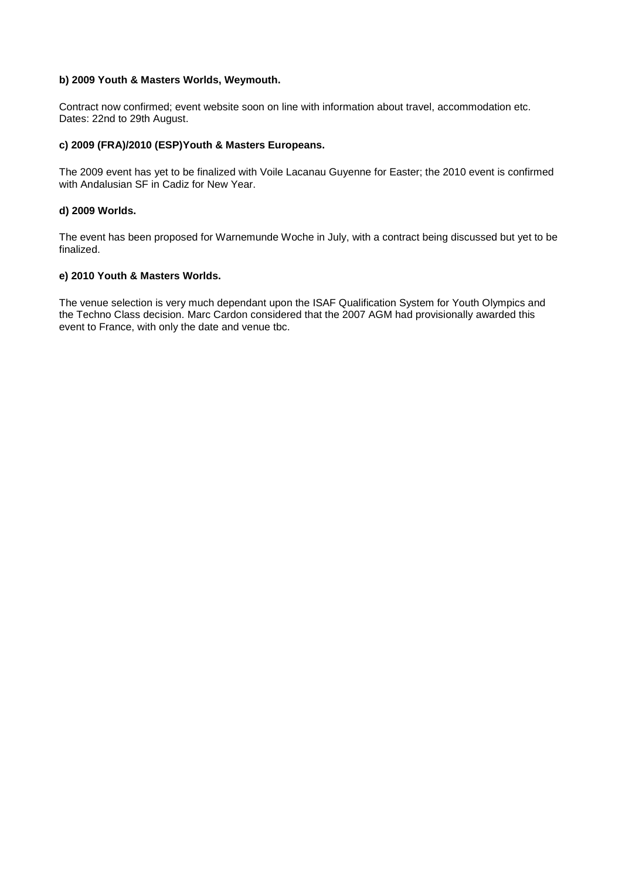**b) 2009 Youth & Masters Worlds, Weymouth.**

Contract now confirmed; event website soon on line with information about travel, accommodation etc.
Dates: 22nd to 29th August.

**c) 2009 (FRA)/2010 (ESP)Youth & Masters Europeans.**

The 2009 event has yet to be finalized with Voile Lacanau Guyenne for Easter; the 2010 event is confirmed with Andalusian SF in Cadiz for New Year.

**d) 2009 Worlds.**

The event has been proposed for Warnemunde Woche in July, with a contract being discussed but yet to be finalized.

**e) 2010 Youth & Masters Worlds.**

The venue selection is very much dependant upon the ISAF Qualification System for Youth Olympics and the Techno Class decision. Marc Cardon considered that the 2007 AGM had provisionally awarded this event to France, with only the date and venue tbc.